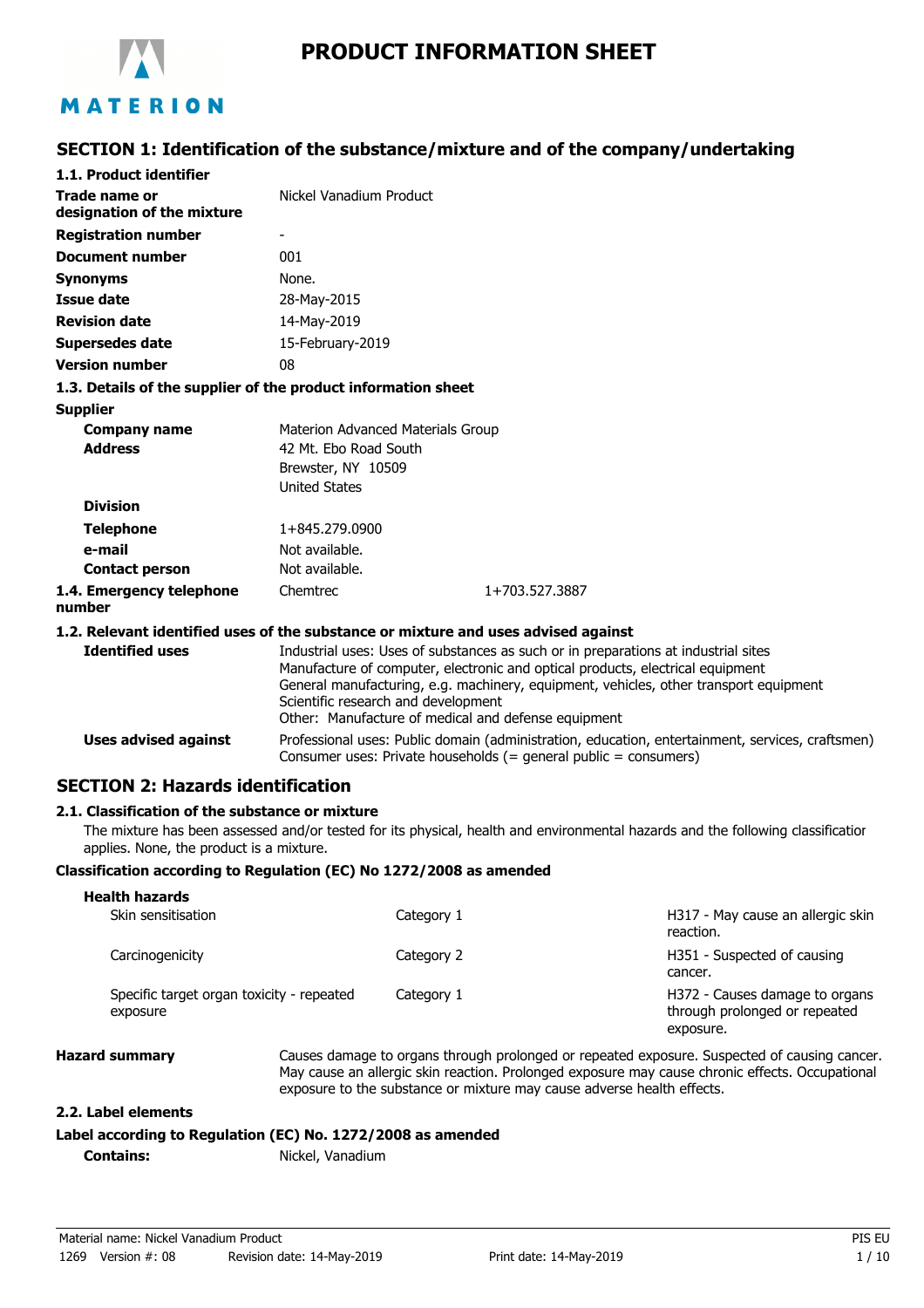# PRODUCT INFORMATION SHEET

## SECTION 1: Identification of the substance/mixture and of the company/undertaking

**1.1. Product identifier**

| | |
|---|---|
| **Trade name or designation of the mixture** | Nickel Vanadium Product |
| **Registration number** | - |
| **Document number** | 001 |
| **Synonyms** | None. |
| **Issue date** | 28-May-2015 |
| **Revision date** | 14-May-2019 |
| **Supersedes date** | 15-February-2019 |
| **Version number** | 08 |

**1.3. Details of the supplier of the product information sheet**

**Supplier**

| | |
|---|---|
| **Company name** | Materion Advanced Materials Group |
| **Address** | 42 Mt. Ebo Road South<br>Brewster, NY 10509<br>United States |
| **Division** | |
| **Telephone** | 1+845.279.0900 |
| **e-mail** | Not available. |
| **Contact person** | Not available. |

**1.4. Emergency telephone number** Chemtrec 1+703.527.3887

**1.2. Relevant identified uses of the substance or mixture and uses advised against**

**Identified uses**

Industrial uses: Uses of substances as such or in preparations at industrial sites
Manufacture of computer, electronic and optical products, electrical equipment
General manufacturing, e.g. machinery, equipment, vehicles, other transport equipment
Scientific research and development
Other: Manufacture of medical and defense equipment

**Uses advised against**

Professional uses: Public domain (administration, education, entertainment, services, craftsmen)
Consumer uses: Private households (= general public = consumers)

## SECTION 2: Hazards identification

### 2.1. Classification of the substance or mixture

The mixture has been assessed and/or tested for its physical, health and environmental hazards and the following classification applies. None, the product is a mixture.

**Classification according to Regulation (EC) No 1272/2008 as amended**

**Health hazards**

| | | |
|---|---|---|
| Skin sensitisation | Category 1 | H317 - May cause an allergic skin reaction. |
| Carcinogenicity | Category 2 | H351 - Suspected of causing cancer. |
| Specific target organ toxicity - repeated exposure | Category 1 | H372 - Causes damage to organs through prolonged or repeated exposure. |

**Hazard summary**

Causes damage to organs through prolonged or repeated exposure. Suspected of causing cancer. May cause an allergic skin reaction. Prolonged exposure may cause chronic effects. Occupational exposure to the substance or mixture may cause adverse health effects.

### 2.2. Label elements

**Label according to Regulation (EC) No. 1272/2008 as amended**

**Contains:** Nickel, Vanadium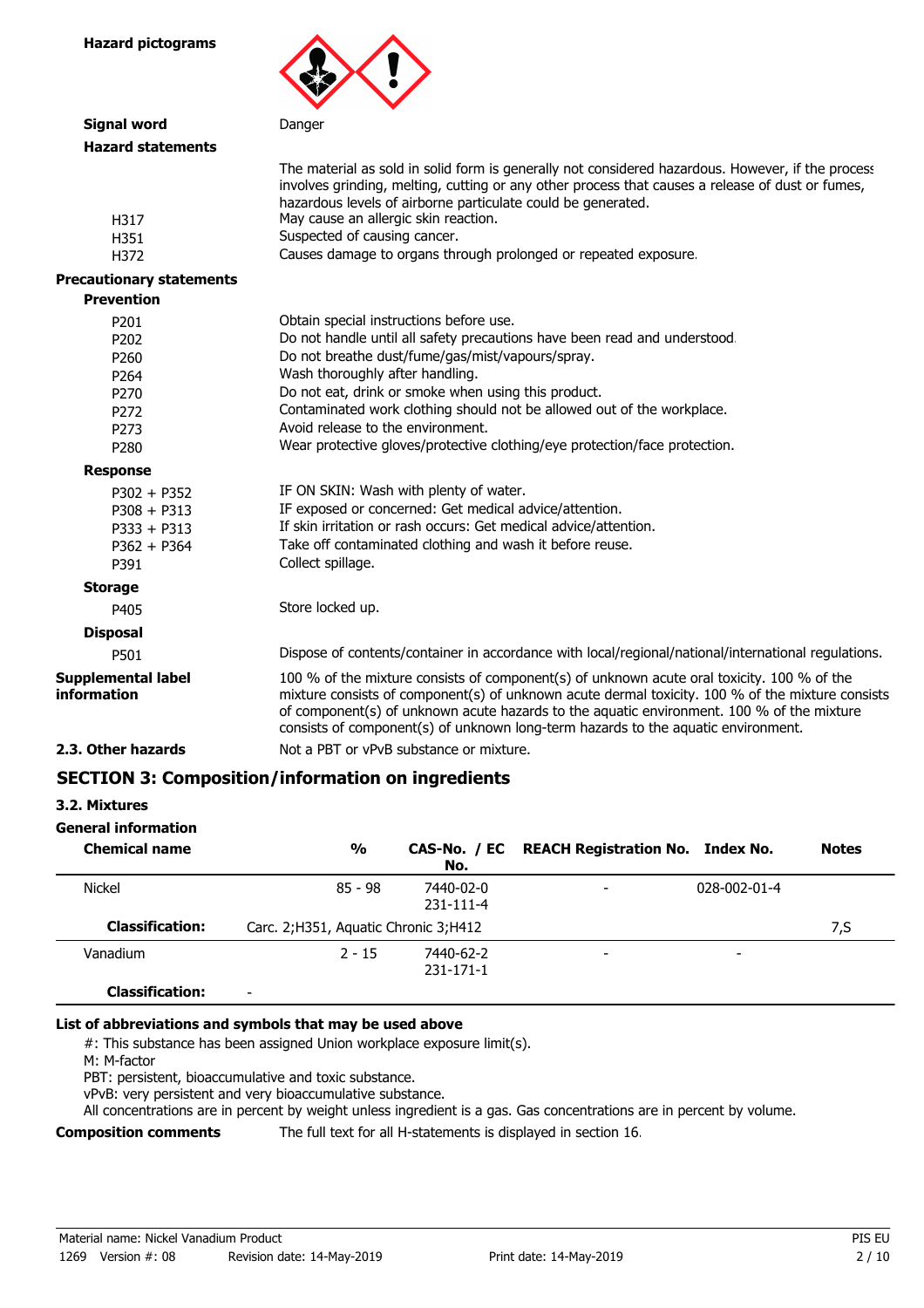**Hazard pictograms**

**Signal word** Danger

**Hazard statements**

The material as sold in solid form is generally not considered hazardous. However, if the process involves grinding, melting, cutting or any other process that causes a release of dust or fumes, hazardous levels of airborne particulate could be generated.

| | |
|---|---|
| H317 | May cause an allergic skin reaction. |
| H351 | Suspected of causing cancer. |
| H372 | Causes damage to organs through prolonged or repeated exposure. |

**Precautionary statements**

**Prevention**

| | |
|---|---|
| P201 | Obtain special instructions before use. |
| P202 | Do not handle until all safety precautions have been read and understood. |
| P260 | Do not breathe dust/fume/gas/mist/vapours/spray. |
| P264 | Wash thoroughly after handling. |
| P270 | Do not eat, drink or smoke when using this product. |
| P272 | Contaminated work clothing should not be allowed out of the workplace. |
| P273 | Avoid release to the environment. |
| P280 | Wear protective gloves/protective clothing/eye protection/face protection. |

**Response**

| | |
|---|---|
| P302 + P352 | IF ON SKIN: Wash with plenty of water. |
| P308 + P313 | IF exposed or concerned: Get medical advice/attention. |
| P333 + P313 | If skin irritation or rash occurs: Get medical advice/attention. |
| P362 + P364 | Take off contaminated clothing and wash it before reuse. |
| P391 | Collect spillage. |

**Storage**

| | |
|---|---|
| P405 | Store locked up. |

**Disposal**

| | |
|---|---|
| P501 | Dispose of contents/container in accordance with local/regional/national/international regulations. |

**Supplemental label information** 100 % of the mixture consists of component(s) of unknown acute oral toxicity. 100 % of the mixture consists of component(s) of unknown acute dermal toxicity. 100 % of the mixture consists of component(s) of unknown acute hazards to the aquatic environment. 100 % of the mixture consists of component(s) of unknown long-term hazards to the aquatic environment.

**2.3. Other hazards** Not a PBT or vPvB substance or mixture.

## SECTION 3: Composition/information on ingredients

### 3.2. Mixtures

**General information**

| Chemical name | % | CAS-No. / EC No. | REACH Registration No. | Index No. | Notes |
|---|---|---|---|---|---|
| Nickel | 85 - 98 | 7440-02-0<br>231-111-4 | - | 028-002-01-4 | |
| **Classification:** | Carc. 2;H351, Aquatic Chronic 3;H412 | | | | 7,S |
| Vanadium | 2 - 15 | 7440-62-2<br>231-171-1 | - | - | |
| **Classification:** | - | | | | |

**List of abbreviations and symbols that may be used above**

#: This substance has been assigned Union workplace exposure limit(s).
M: M-factor
PBT: persistent, bioaccumulative and toxic substance.
vPvB: very persistent and very bioaccumulative substance.
All concentrations are in percent by weight unless ingredient is a gas. Gas concentrations are in percent by volume.

**Composition comments** The full text for all H-statements is displayed in section 16.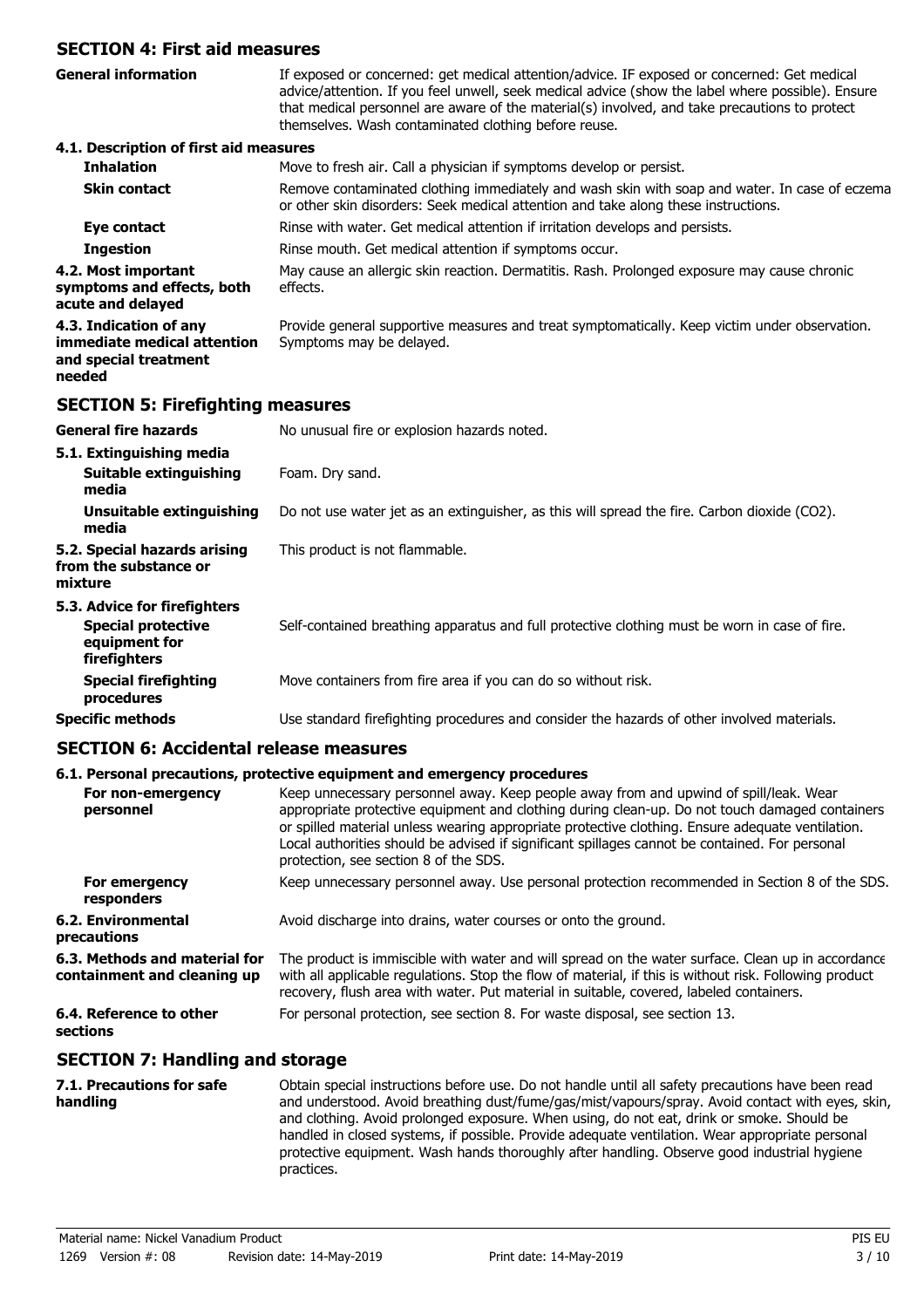## SECTION 4: First aid measures

| | |
|---|---|
| **General information** | If exposed or concerned: get medical attention/advice. IF exposed or concerned: Get medical advice/attention. If you feel unwell, seek medical advice (show the label where possible). Ensure that medical personnel are aware of the material(s) involved, and take precautions to protect themselves. Wash contaminated clothing before reuse. |

**4.1. Description of first aid measures**

| | |
|---|---|
| **Inhalation** | Move to fresh air. Call a physician if symptoms develop or persist. |
| **Skin contact** | Remove contaminated clothing immediately and wash skin with soap and water. In case of eczema or other skin disorders: Seek medical attention and take along these instructions. |
| **Eye contact** | Rinse with water. Get medical attention if irritation develops and persists. |
| **Ingestion** | Rinse mouth. Get medical attention if symptoms occur. |
| **4.2. Most important symptoms and effects, both acute and delayed** | May cause an allergic skin reaction. Dermatitis. Rash. Prolonged exposure may cause chronic effects. |
| **4.3. Indication of any immediate medical attention and special treatment needed** | Provide general supportive measures and treat symptomatically. Keep victim under observation. Symptoms may be delayed. |

## SECTION 5: Firefighting measures

| | |
|---|---|
| **General fire hazards** | No unusual fire or explosion hazards noted. |
| **5.1. Extinguishing media** | |
| **Suitable extinguishing media** | Foam. Dry sand. |
| **Unsuitable extinguishing media** | Do not use water jet as an extinguisher, as this will spread the fire. Carbon dioxide ($CO_2$). |
| **5.2. Special hazards arising from the substance or mixture** | This product is not flammable. |
| **5.3. Advice for firefighters** | |
| **Special protective equipment for firefighters** | Self-contained breathing apparatus and full protective clothing must be worn in case of fire. |
| **Special firefighting procedures** | Move containers from fire area if you can do so without risk. |
| **Specific methods** | Use standard firefighting procedures and consider the hazards of other involved materials. |

## SECTION 6: Accidental release measures

**6.1. Personal precautions, protective equipment and emergency procedures**

| | |
|---|---|
| **For non-emergency personnel** | Keep unnecessary personnel away. Keep people away from and upwind of spill/leak. Wear appropriate protective equipment and clothing during clean-up. Do not touch damaged containers or spilled material unless wearing appropriate protective clothing. Ensure adequate ventilation. Local authorities should be advised if significant spillages cannot be contained. For personal protection, see section 8 of the SDS. |
| **For emergency responders** | Keep unnecessary personnel away. Use personal protection recommended in Section 8 of the SDS. |
| **6.2. Environmental precautions** | Avoid discharge into drains, water courses or onto the ground. |
| **6.3. Methods and material for containment and cleaning up** | The product is immiscible with water and will spread on the water surface. Clean up in accordance with all applicable regulations. Stop the flow of material, if this is without risk. Following product recovery, flush area with water. Put material in suitable, covered, labeled containers. |
| **6.4. Reference to other sections** | For personal protection, see section 8. For waste disposal, see section 13. |

## SECTION 7: Handling and storage

| | |
|---|---|
| **7.1. Precautions for safe handling** | Obtain special instructions before use. Do not handle until all safety precautions have been read and understood. Avoid breathing dust/fume/gas/mist/vapours/spray. Avoid contact with eyes, skin, and clothing. Avoid prolonged exposure. When using, do not eat, drink or smoke. Should be handled in closed systems, if possible. Provide adequate ventilation. Wear appropriate personal protective equipment. Wash hands thoroughly after handling. Observe good industrial hygiene practices. |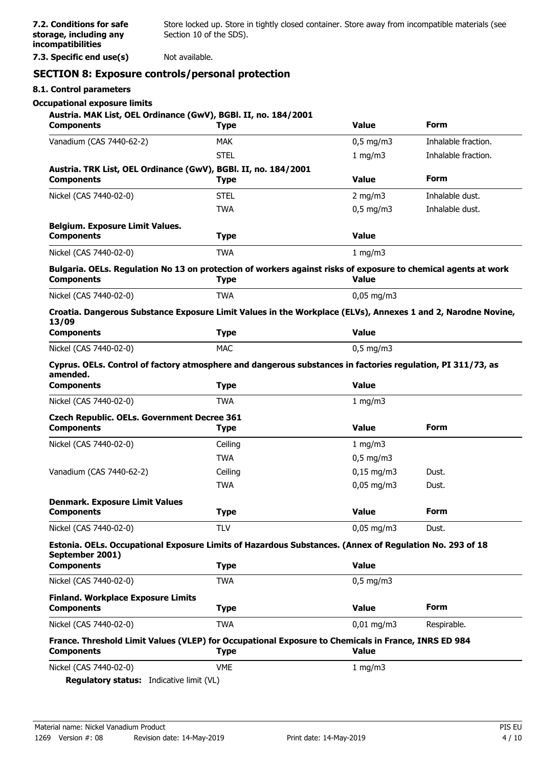**7.2. Conditions for safe storage, including any incompatibilities**

Store locked up. Store in tightly closed container. Store away from incompatible materials (see Section 10 of the SDS).

**7.3. Specific end use(s)**

Not available.

## SECTION 8: Exposure controls/personal protection

### 8.1. Control parameters

**Occupational exposure limits**

**Austria. MAK List, OEL Ordinance (GwV), BGBl. II, no. 184/2001**

| Components | Type | Value | Form |
|---|---|---|---|
| Vanadium (CAS 7440-62-2) | MAK | 0,5 mg/m3 | Inhalable fraction. |
| | STEL | 1 mg/m3 | Inhalable fraction. |

**Austria. TRK List, OEL Ordinance (GwV), BGBl. II, no. 184/2001**

| Components | Type | Value | Form |
|---|---|---|---|
| Nickel (CAS 7440-02-0) | STEL | 2 mg/m3 | Inhalable dust. |
| | TWA | 0,5 mg/m3 | Inhalable dust. |

**Belgium. Exposure Limit Values.**

| Components | Type | Value |
|---|---|---|
| Nickel (CAS 7440-02-0) | TWA | 1 mg/m3 |

**Bulgaria. OELs. Regulation No 13 on protection of workers against risks of exposure to chemical agents at work**

| Components | Type | Value |
|---|---|---|
| Nickel (CAS 7440-02-0) | TWA | 0,05 mg/m3 |

**Croatia. Dangerous Substance Exposure Limit Values in the Workplace (ELVs), Annexes 1 and 2, Narodne Novine, 13/09**

| Components | Type | Value |
|---|---|---|
| Nickel (CAS 7440-02-0) | MAC | 0,5 mg/m3 |

**Cyprus. OELs. Control of factory atmosphere and dangerous substances in factories regulation, PI 311/73, as amended.**

| Components | Type | Value |
|---|---|---|
| Nickel (CAS 7440-02-0) | TWA | 1 mg/m3 |

**Czech Republic. OELs. Government Decree 361**

| Components | Type | Value | Form |
|---|---|---|---|
| Nickel (CAS 7440-02-0) | Ceiling | 1 mg/m3 | |
| | TWA | 0,5 mg/m3 | |
| Vanadium (CAS 7440-62-2) | Ceiling | 0,15 mg/m3 | Dust. |
| | TWA | 0,05 mg/m3 | Dust. |

**Denmark. Exposure Limit Values**

| Components | Type | Value | Form |
|---|---|---|---|
| Nickel (CAS 7440-02-0) | TLV | 0,05 mg/m3 | Dust. |

**Estonia. OELs. Occupational Exposure Limits of Hazardous Substances. (Annex of Regulation No. 293 of 18 September 2001)**

| Components | Type | Value |
|---|---|---|
| Nickel (CAS 7440-02-0) | TWA | 0,5 mg/m3 |

**Finland. Workplace Exposure Limits**

| Components | Type | Value | Form |
|---|---|---|---|
| Nickel (CAS 7440-02-0) | TWA | 0,01 mg/m3 | Respirable. |

**France. Threshold Limit Values (VLEP) for Occupational Exposure to Chemicals in France, INRS ED 984**

| Components | Type | Value |
|---|---|---|
| Nickel (CAS 7440-02-0) | VME | 1 mg/m3 |

**Regulatory status:** Indicative limit (VL)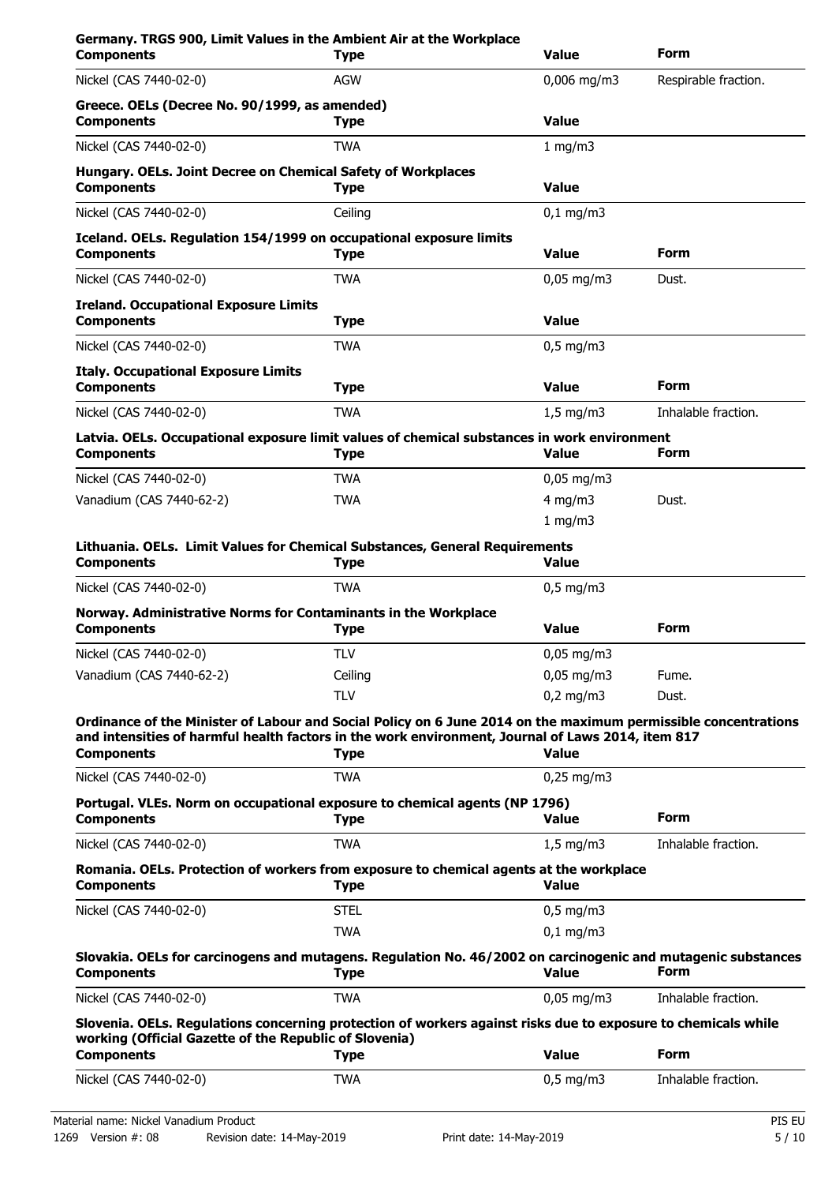**Germany. TRGS 900, Limit Values in the Ambient Air at the Workplace**

| Components | Type | Value | Form |
|---|---|---|---|
| Nickel (CAS 7440-02-0) | AGW | 0,006 mg/m3 | Respirable fraction. |

**Greece. OELs (Decree No. 90/1999, as amended)**

| Components | Type | Value |
|---|---|---|
| Nickel (CAS 7440-02-0) | TWA | 1 mg/m3 |

**Hungary. OELs. Joint Decree on Chemical Safety of Workplaces**

| Components | Type | Value |
|---|---|---|
| Nickel (CAS 7440-02-0) | Ceiling | 0,1 mg/m3 |

**Iceland. OELs. Regulation 154/1999 on occupational exposure limits**

| Components | Type | Value | Form |
|---|---|---|---|
| Nickel (CAS 7440-02-0) | TWA | 0,05 mg/m3 | Dust. |

**Ireland. Occupational Exposure Limits**

| Components | Type | Value |
|---|---|---|
| Nickel (CAS 7440-02-0) | TWA | 0,5 mg/m3 |

**Italy. Occupational Exposure Limits**

| Components | Type | Value | Form |
|---|---|---|---|
| Nickel (CAS 7440-02-0) | TWA | 1,5 mg/m3 | Inhalable fraction. |

**Latvia. OELs. Occupational exposure limit values of chemical substances in work environment**

| Components | Type | Value | Form |
|---|---|---|---|
| Nickel (CAS 7440-02-0) | TWA | 0,05 mg/m3 | |
| Vanadium (CAS 7440-62-2) | TWA | 4 mg/m3 | Dust. |
| | | 1 mg/m3 | |

**Lithuania. OELs. Limit Values for Chemical Substances, General Requirements**

| Components | Type | Value |
|---|---|---|
| Nickel (CAS 7440-02-0) | TWA | 0,5 mg/m3 |

**Norway. Administrative Norms for Contaminants in the Workplace**

| Components | Type | Value | Form |
|---|---|---|---|
| Nickel (CAS 7440-02-0) | TLV | 0,05 mg/m3 | |
| Vanadium (CAS 7440-62-2) | Ceiling | 0,05 mg/m3 | Fume. |
| | TLV | 0,2 mg/m3 | Dust. |

**Ordinance of the Minister of Labour and Social Policy on 6 June 2014 on the maximum permissible concentrations and intensities of harmful health factors in the work environment, Journal of Laws 2014, item 817**

| Components | Type | Value |
|---|---|---|
| Nickel (CAS 7440-02-0) | TWA | 0,25 mg/m3 |

**Portugal. VLEs. Norm on occupational exposure to chemical agents (NP 1796)**

| Components | Type | Value | Form |
|---|---|---|---|
| Nickel (CAS 7440-02-0) | TWA | 1,5 mg/m3 | Inhalable fraction. |

**Romania. OELs. Protection of workers from exposure to chemical agents at the workplace**

| Components | Type | Value |
|---|---|---|
| Nickel (CAS 7440-02-0) | STEL | 0,5 mg/m3 |
| | TWA | 0,1 mg/m3 |

**Slovakia. OELs for carcinogens and mutagens. Regulation No. 46/2002 on carcinogenic and mutagenic substances**

| Components | Type | Value | Form |
|---|---|---|---|
| Nickel (CAS 7440-02-0) | TWA | 0,05 mg/m3 | Inhalable fraction. |

**Slovenia. OELs. Regulations concerning protection of workers against risks due to exposure to chemicals while working (Official Gazette of the Republic of Slovenia)**

| Components | Type | Value | Form |
|---|---|---|---|
| Nickel (CAS 7440-02-0) | TWA | 0,5 mg/m3 | Inhalable fraction. |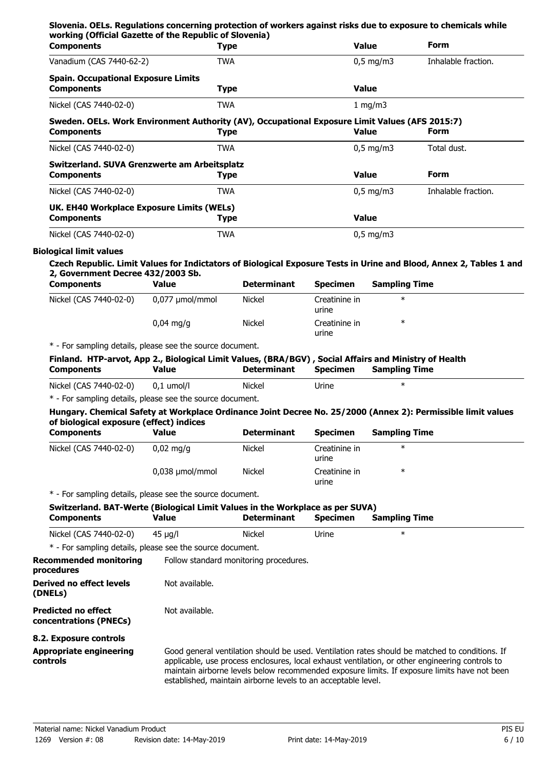**Slovenia. OELs. Regulations concerning protection of workers against risks due to exposure to chemicals while working (Official Gazette of the Republic of Slovenia)**

| Components | Type | Value | Form |
|---|---|---|---|
| Vanadium (CAS 7440-62-2) | TWA | 0,5 mg/m3 | Inhalable fraction. |

**Spain. Occupational Exposure Limits**

| Components | Type | Value |
|---|---|---|
| Nickel (CAS 7440-02-0) | TWA | 1 mg/m3 |

**Sweden. OELs. Work Environment Authority (AV), Occupational Exposure Limit Values (AFS 2015:7)**

| Components | Type | Value | Form |
|---|---|---|---|
| Nickel (CAS 7440-02-0) | TWA | 0,5 mg/m3 | Total dust. |

**Switzerland. SUVA Grenzwerte am Arbeitsplatz**

| Components | Type | Value | Form |
|---|---|---|---|
| Nickel (CAS 7440-02-0) | TWA | 0,5 mg/m3 | Inhalable fraction. |

**UK. EH40 Workplace Exposure Limits (WELs)**

| Components | Type | Value |
|---|---|---|
| Nickel (CAS 7440-02-0) | TWA | 0,5 mg/m3 |

**Biological limit values**

**Czech Republic. Limit Values for Indictators of Biological Exposure Tests in Urine and Blood, Annex 2, Tables 1 and 2, Government Decree 432/2003 Sb.**

| Components | Value | Determinant | Specimen | Sampling Time |
|---|---|---|---|---|
| Nickel (CAS 7440-02-0) | 0,077 µmol/mmol | Nickel | Creatinine in urine | * |
| | 0,04 mg/g | Nickel | Creatinine in urine | * |

\* - For sampling details, please see the source document.

**Finland. HTP-arvot, App 2., Biological Limit Values, (BRA/BGV) , Social Affairs and Ministry of Health**

| Components | Value | Determinant | Specimen | Sampling Time |
|---|---|---|---|---|
| Nickel (CAS 7440-02-0) | 0,1 umol/l | Nickel | Urine | * |

\* - For sampling details, please see the source document.

**Hungary. Chemical Safety at Workplace Ordinance Joint Decree No. 25/2000 (Annex 2): Permissible limit values of biological exposure (effect) indices**

| Components | Value | Determinant | Specimen | Sampling Time |
|---|---|---|---|---|
| Nickel (CAS 7440-02-0) | 0,02 mg/g | Nickel | Creatinine in urine | * |
| | 0,038 µmol/mmol | Nickel | Creatinine in urine | * |

\* - For sampling details, please see the source document.

**Switzerland. BAT-Werte (Biological Limit Values in the Workplace as per SUVA)**

| Components | Value | Determinant | Specimen | Sampling Time |
|---|---|---|---|---|
| Nickel (CAS 7440-02-0) | 45 µg/l | Nickel | Urine | * |

\* - For sampling details, please see the source document.

**Recommended monitoring procedures** Follow standard monitoring procedures.

**Derived no effect levels (DNELs)** Not available.

**Predicted no effect concentrations (PNECs)** Not available.

**8.2. Exposure controls**

**Appropriate engineering controls** Good general ventilation should be used. Ventilation rates should be matched to conditions. If applicable, use process enclosures, local exhaust ventilation, or other engineering controls to maintain airborne levels below recommended exposure limits. If exposure limits have not been established, maintain airborne levels to an acceptable level.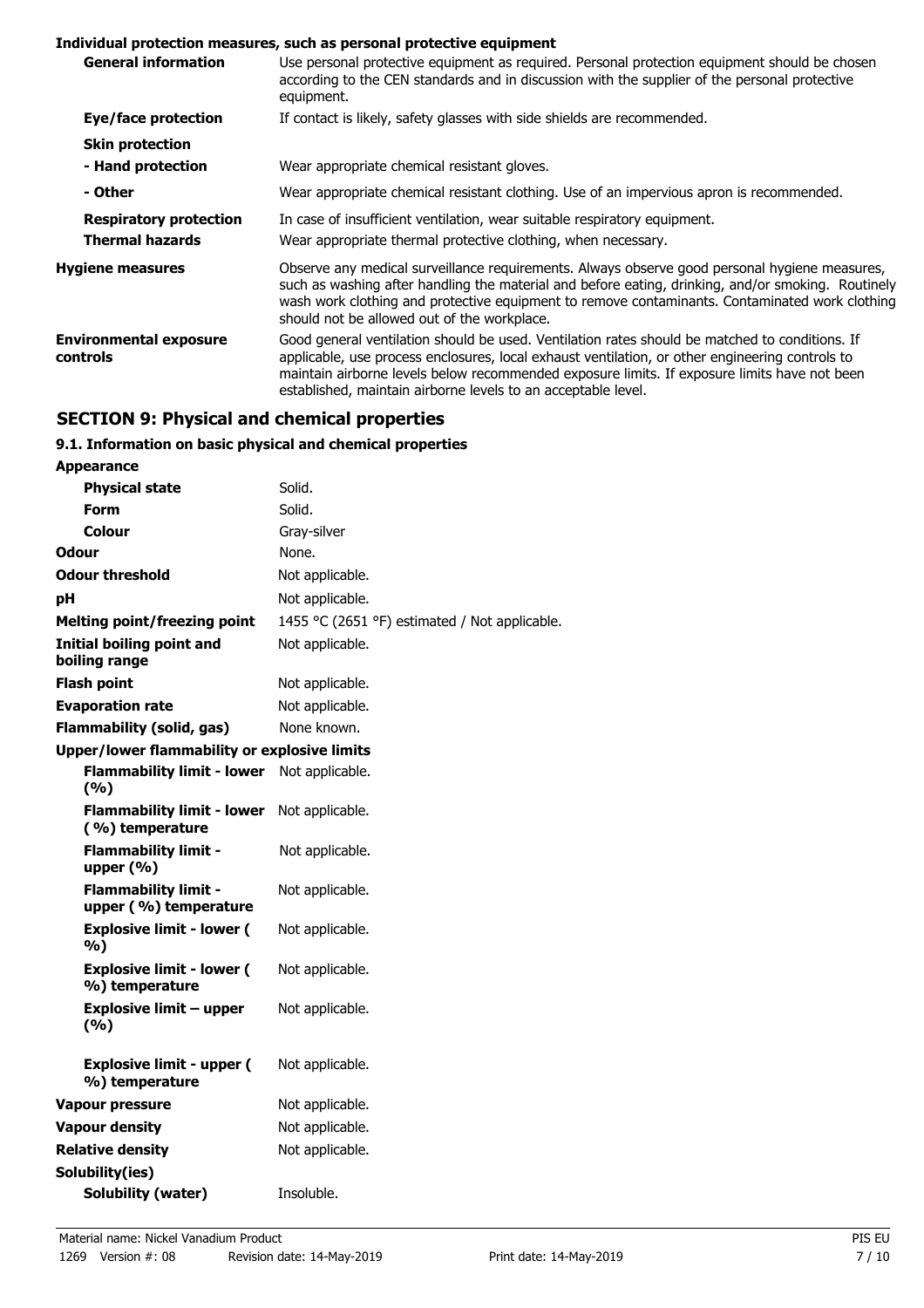**Individual protection measures, such as personal protective equipment**

| | |
|---|---|
| **General information** | Use personal protective equipment as required. Personal protection equipment should be chosen according to the CEN standards and in discussion with the supplier of the personal protective equipment. |
| **Eye/face protection** | If contact is likely, safety glasses with side shields are recommended. |
| **Skin protection** | |
| **- Hand protection** | Wear appropriate chemical resistant gloves. |
| **- Other** | Wear appropriate chemical resistant clothing. Use of an impervious apron is recommended. |
| **Respiratory protection** | In case of insufficient ventilation, wear suitable respiratory equipment. |
| **Thermal hazards** | Wear appropriate thermal protective clothing, when necessary. |
| **Hygiene measures** | Observe any medical surveillance requirements. Always observe good personal hygiene measures, such as washing after handling the material and before eating, drinking, and/or smoking. Routinely wash work clothing and protective equipment to remove contaminants. Contaminated work clothing should not be allowed out of the workplace. |
| **Environmental exposure controls** | Good general ventilation should be used. Ventilation rates should be matched to conditions. If applicable, use process enclosures, local exhaust ventilation, or other engineering controls to maintain airborne levels below recommended exposure limits. If exposure limits have not been established, maintain airborne levels to an acceptable level. |

## SECTION 9: Physical and chemical properties

### 9.1. Information on basic physical and chemical properties

| | |
|---|---|
| **Appearance** | |
| **Physical state** | Solid. |
| **Form** | Solid. |
| **Colour** | Gray-silver |
| **Odour** | None. |
| **Odour threshold** | Not applicable. |
| **pH** | Not applicable. |
| **Melting point/freezing point** | 1455 °C (2651 °F) estimated / Not applicable. |
| **Initial boiling point and boiling range** | Not applicable. |
| **Flash point** | Not applicable. |
| **Evaporation rate** | Not applicable. |
| **Flammability (solid, gas)** | None known. |
| **Upper/lower flammability or explosive limits** | |
| **Flammability limit - lower (%)** | Not applicable. |
| **Flammability limit - lower (%) temperature** | Not applicable. |
| **Flammability limit - upper (%)** | Not applicable. |
| **Flammability limit - upper (%) temperature** | Not applicable. |
| **Explosive limit - lower (%)** | Not applicable. |
| **Explosive limit - lower (%) temperature** | Not applicable. |
| **Explosive limit – upper (%)** | Not applicable. |
| **Explosive limit - upper (%) temperature** | Not applicable. |
| **Vapour pressure** | Not applicable. |
| **Vapour density** | Not applicable. |
| **Relative density** | Not applicable. |
| **Solubility(ies)** | |
| **Solubility (water)** | Insoluble. |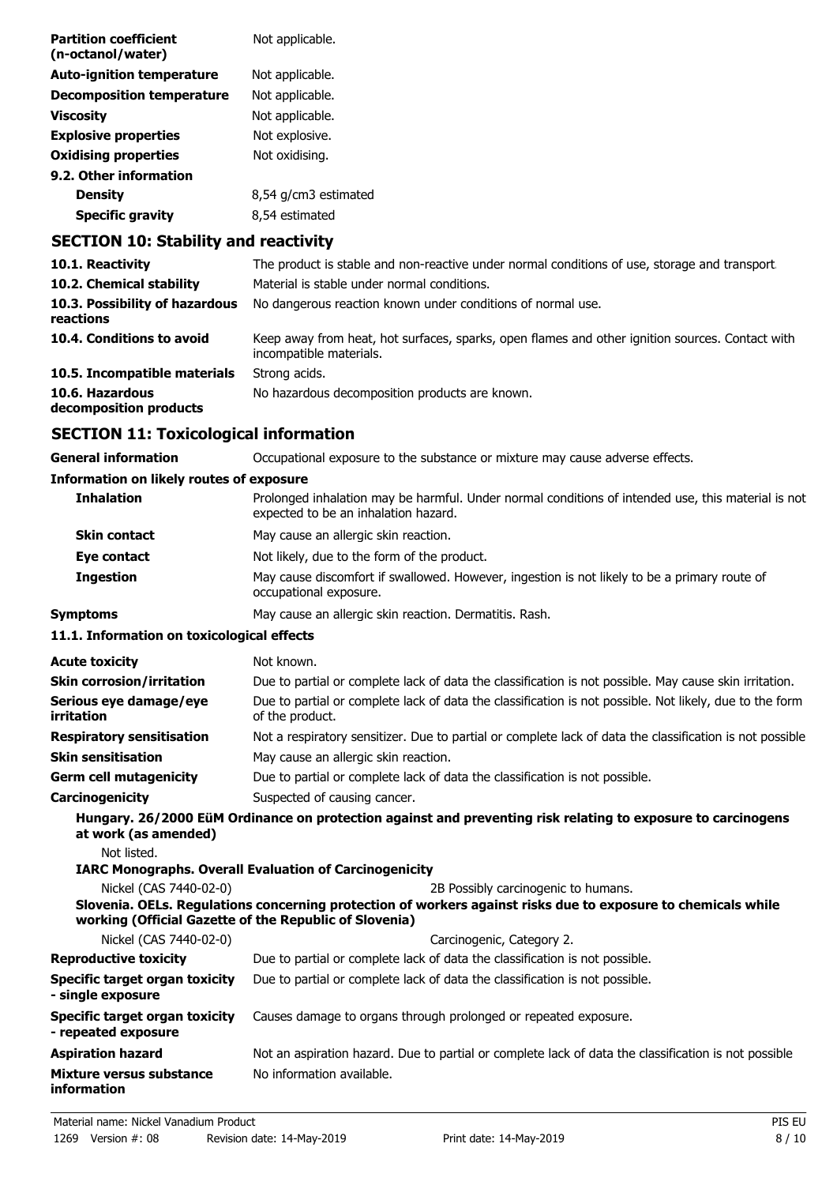| | |
|---|---|
| **Partition coefficient (n-octanol/water)** | Not applicable. |
| **Auto-ignition temperature** | Not applicable. |
| **Decomposition temperature** | Not applicable. |
| **Viscosity** | Not applicable. |
| **Explosive properties** | Not explosive. |
| **Oxidising properties** | Not oxidising. |

**9.2. Other information**

| | |
|---|---|
| **Density** | 8,54 g/cm3 estimated |
| **Specific gravity** | 8,54 estimated |

## SECTION 10: Stability and reactivity

| | |
|---|---|
| **10.1. Reactivity** | The product is stable and non-reactive under normal conditions of use, storage and transport. |
| **10.2. Chemical stability** | Material is stable under normal conditions. |
| **10.3. Possibility of hazardous reactions** | No dangerous reaction known under conditions of normal use. |
| **10.4. Conditions to avoid** | Keep away from heat, hot surfaces, sparks, open flames and other ignition sources. Contact with incompatible materials. |
| **10.5. Incompatible materials** | Strong acids. |
| **10.6. Hazardous decomposition products** | No hazardous decomposition products are known. |

## SECTION 11: Toxicological information

| | |
|---|---|
| **General information** | Occupational exposure to the substance or mixture may cause adverse effects. |

**Information on likely routes of exposure**

| | |
|---|---|
| **Inhalation** | Prolonged inhalation may be harmful. Under normal conditions of intended use, this material is not expected to be an inhalation hazard. |
| **Skin contact** | May cause an allergic skin reaction. |
| **Eye contact** | Not likely, due to the form of the product. |
| **Ingestion** | May cause discomfort if swallowed. However, ingestion is not likely to be a primary route of occupational exposure. |
| **Symptoms** | May cause an allergic skin reaction. Dermatitis. Rash. |

**11.1. Information on toxicological effects**

| | |
|---|---|
| **Acute toxicity** | Not known. |
| **Skin corrosion/irritation** | Due to partial or complete lack of data the classification is not possible. May cause skin irritation. |
| **Serious eye damage/eye irritation** | Due to partial or complete lack of data the classification is not possible. Not likely, due to the form of the product. |
| **Respiratory sensitisation** | Not a respiratory sensitizer. Due to partial or complete lack of data the classification is not possible |
| **Skin sensitisation** | May cause an allergic skin reaction. |
| **Germ cell mutagenicity** | Due to partial or complete lack of data the classification is not possible. |
| **Carcinogenicity** | Suspected of causing cancer. |

**Hungary. 26/2000 EüM Ordinance on protection against and preventing risk relating to exposure to carcinogens at work (as amended)**

Not listed.

**IARC Monographs. Overall Evaluation of Carcinogenicity**

| | |
|---|---|
| Nickel (CAS 7440-02-0) | 2B Possibly carcinogenic to humans. |

**Slovenia. OELs. Regulations concerning protection of workers against risks due to exposure to chemicals while working (Official Gazette of the Republic of Slovenia)**

| | |
|---|---|
| Nickel (CAS 7440-02-0) | Carcinogenic, Category 2. |

| | |
|---|---|
| **Reproductive toxicity** | Due to partial or complete lack of data the classification is not possible. |
| **Specific target organ toxicity - single exposure** | Due to partial or complete lack of data the classification is not possible. |
| **Specific target organ toxicity - repeated exposure** | Causes damage to organs through prolonged or repeated exposure. |
| **Aspiration hazard** | Not an aspiration hazard. Due to partial or complete lack of data the classification is not possible |
| **Mixture versus substance information** | No information available. |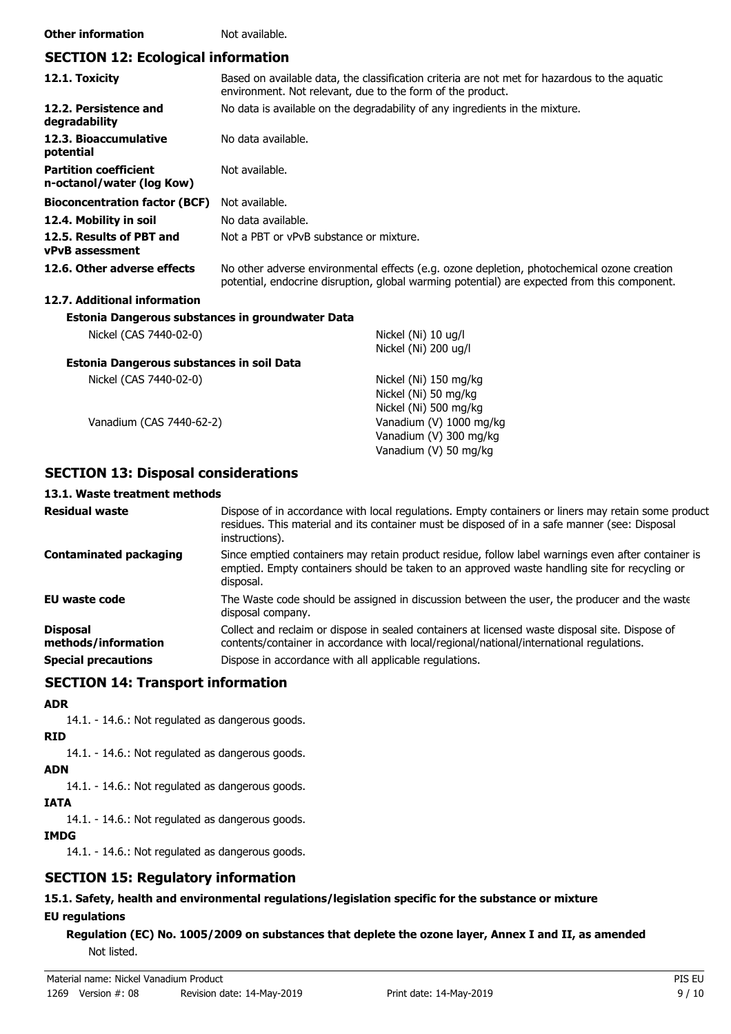**Other information** Not available.

## SECTION 12: Ecological information

| | |
|---|---|
| **12.1. Toxicity** | Based on available data, the classification criteria are not met for hazardous to the aquatic environment. Not relevant, due to the form of the product. |
| **12.2. Persistence and degradability** | No data is available on the degradability of any ingredients in the mixture. |
| **12.3. Bioaccumulative potential** | No data available. |
| **Partition coefficient n-octanol/water (log Kow)** | Not available. |
| **Bioconcentration factor (BCF)** | Not available. |
| **12.4. Mobility in soil** | No data available. |
| **12.5. Results of PBT and vPvB assessment** | Not a PBT or vPvB substance or mixture. |
| **12.6. Other adverse effects** | No other adverse environmental effects (e.g. ozone depletion, photochemical ozone creation potential, endocrine disruption, global warming potential) are expected from this component. |

**12.7. Additional information**

**Estonia Dangerous substances in groundwater Data**

| | |
|---|---|
| Nickel (CAS 7440-02-0) | Nickel (Ni) 10 ug/l<br>Nickel (Ni) 200 ug/l |

**Estonia Dangerous substances in soil Data**

| | |
|---|---|
| Nickel (CAS 7440-02-0) | Nickel (Ni) 150 mg/kg<br>Nickel (Ni) 50 mg/kg<br>Nickel (Ni) 500 mg/kg |
| Vanadium (CAS 7440-62-2) | Vanadium (V) 1000 mg/kg<br>Vanadium (V) 300 mg/kg<br>Vanadium (V) 50 mg/kg |

## SECTION 13: Disposal considerations

**13.1. Waste treatment methods**

| | |
|---|---|
| **Residual waste** | Dispose of in accordance with local regulations. Empty containers or liners may retain some product residues. This material and its container must be disposed of in a safe manner (see: Disposal instructions). |
| **Contaminated packaging** | Since emptied containers may retain product residue, follow label warnings even after container is emptied. Empty containers should be taken to an approved waste handling site for recycling or disposal. |
| **EU waste code** | The Waste code should be assigned in discussion between the user, the producer and the waste disposal company. |
| **Disposal methods/information** | Collect and reclaim or dispose in sealed containers at licensed waste disposal site. Dispose of contents/container in accordance with local/regional/national/international regulations. |
| **Special precautions** | Dispose in accordance with all applicable regulations. |

## SECTION 14: Transport information

**ADR**

14.1. - 14.6.: Not regulated as dangerous goods.

**RID**

14.1. - 14.6.: Not regulated as dangerous goods.

**ADN**

14.1. - 14.6.: Not regulated as dangerous goods.

**IATA**

14.1. - 14.6.: Not regulated as dangerous goods.

**IMDG**

14.1. - 14.6.: Not regulated as dangerous goods.

## SECTION 15: Regulatory information

**15.1. Safety, health and environmental regulations/legislation specific for the substance or mixture**

**EU regulations**

**Regulation (EC) No. 1005/2009 on substances that deplete the ozone layer, Annex I and II, as amended**

Not listed.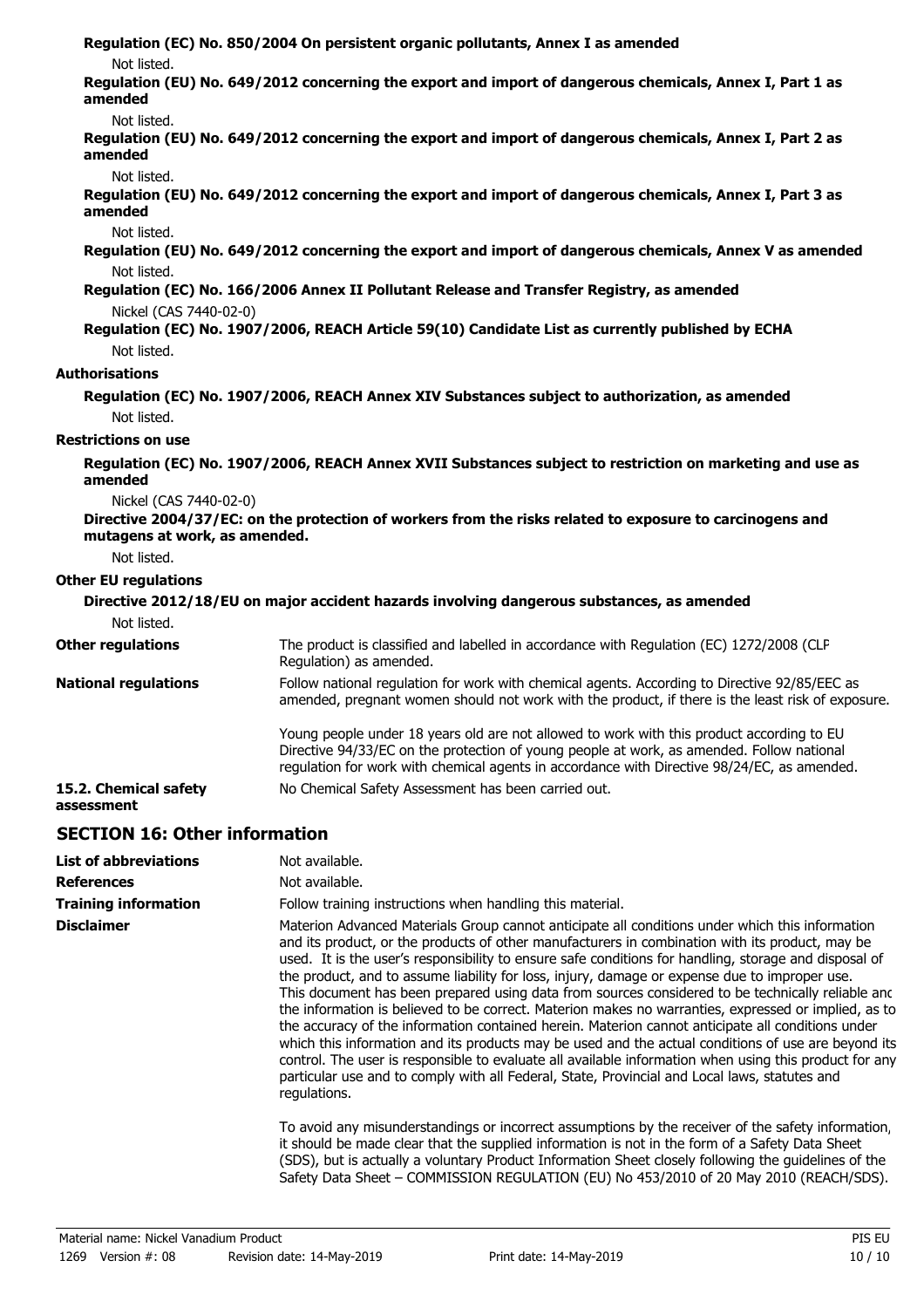**Regulation (EC) No. 850/2004 On persistent organic pollutants, Annex I as amended**

Not listed.

**Regulation (EU) No. 649/2012 concerning the export and import of dangerous chemicals, Annex I, Part 1 as amended**

Not listed.

**Regulation (EU) No. 649/2012 concerning the export and import of dangerous chemicals, Annex I, Part 2 as amended**

Not listed.

**Regulation (EU) No. 649/2012 concerning the export and import of dangerous chemicals, Annex I, Part 3 as amended**

Not listed.

**Regulation (EU) No. 649/2012 concerning the export and import of dangerous chemicals, Annex V as amended**

Not listed.

**Regulation (EC) No. 166/2006 Annex II Pollutant Release and Transfer Registry, as amended**

Nickel (CAS 7440-02-0)

**Regulation (EC) No. 1907/2006, REACH Article 59(10) Candidate List as currently published by ECHA**

Not listed.

**Authorisations**

**Regulation (EC) No. 1907/2006, REACH Annex XIV Substances subject to authorization, as amended**

Not listed.

**Restrictions on use**

**Regulation (EC) No. 1907/2006, REACH Annex XVII Substances subject to restriction on marketing and use as amended**

Nickel (CAS 7440-02-0)

**Directive 2004/37/EC: on the protection of workers from the risks related to exposure to carcinogens and mutagens at work, as amended.**

Not listed.

**Other EU regulations**

**Directive 2012/18/EU on major accident hazards involving dangerous substances, as amended**

Not listed.

**Other regulations** The product is classified and labelled in accordance with Regulation (EC) 1272/2008 (CLP Regulation) as amended.

**National regulations** Follow national regulation for work with chemical agents. According to Directive 92/85/EEC as amended, pregnant women should not work with the product, if there is the least risk of exposure.

Young people under 18 years old are not allowed to work with this product according to EU Directive 94/33/EC on the protection of young people at work, as amended. Follow national regulation for work with chemical agents in accordance with Directive 98/24/EC, as amended.

**15.2. Chemical safety assessment** No Chemical Safety Assessment has been carried out.

## SECTION 16: Other information

**List of abbreviations** Not available.

**References** Not available.

**Training information** Follow training instructions when handling this material.

**Disclaimer** Materion Advanced Materials Group cannot anticipate all conditions under which this information and its product, or the products of other manufacturers in combination with its product, may be used. It is the user's responsibility to ensure safe conditions for handling, storage and disposal of the product, and to assume liability for loss, injury, damage or expense due to improper use. This document has been prepared using data from sources considered to be technically reliable and the information is believed to be correct. Materion makes no warranties, expressed or implied, as to the accuracy of the information contained herein. Materion cannot anticipate all conditions under which this information and its products may be used and the actual conditions of use are beyond its control. The user is responsible to evaluate all available information when using this product for any particular use and to comply with all Federal, State, Provincial and Local laws, statutes and regulations.

To avoid any misunderstandings or incorrect assumptions by the receiver of the safety information, it should be made clear that the supplied information is not in the form of a Safety Data Sheet (SDS), but is actually a voluntary Product Information Sheet closely following the guidelines of the Safety Data Sheet – COMMISSION REGULATION (EU) No 453/2010 of 20 May 2010 (REACH/SDS).

Material name: Nickel Vanadium Product
1269 Version #: 08 Revision date: 14-May-2019 Print date: 14-May-2019